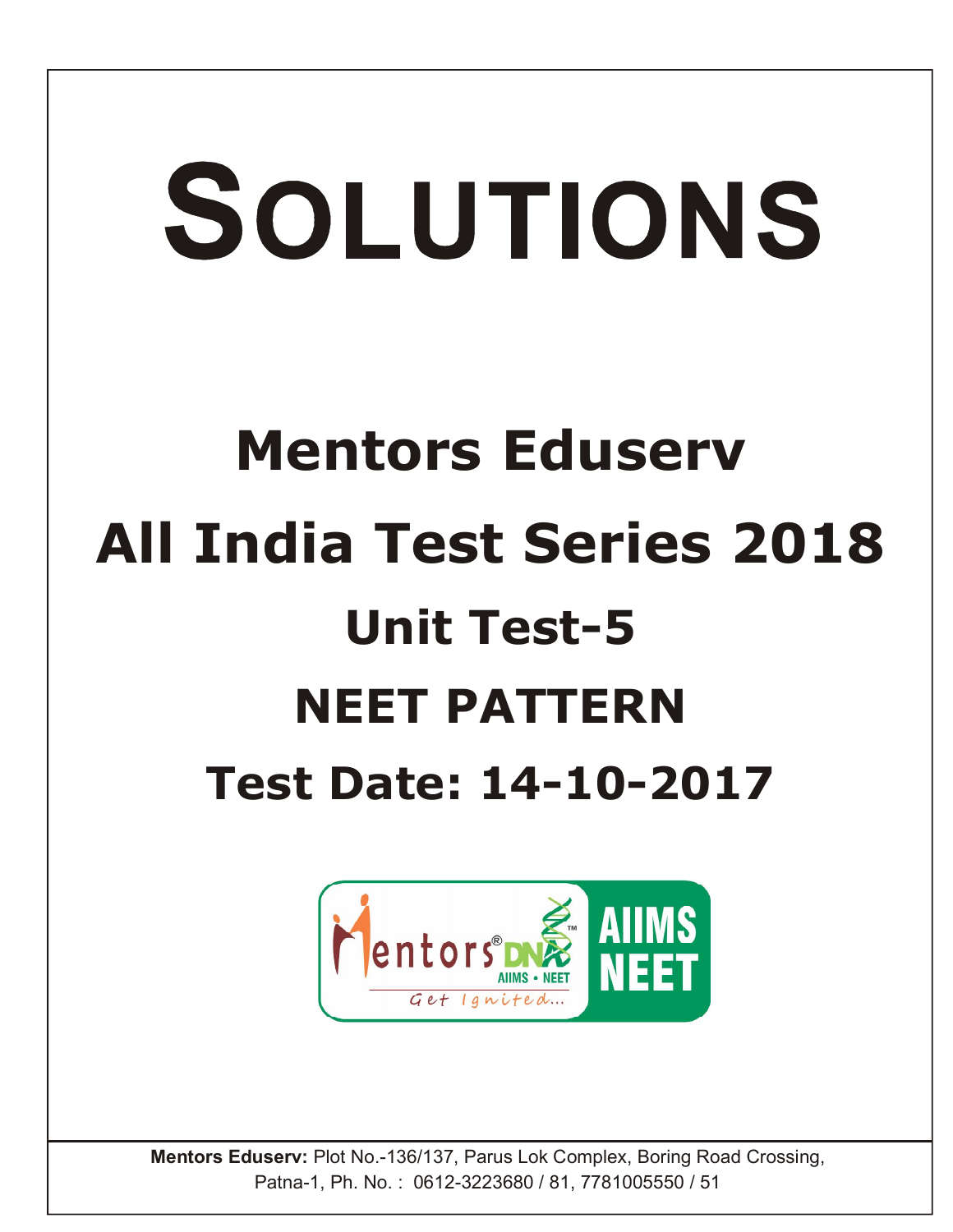# SOLUTIONS

## Mentors Eduserv

## All India Test Series 2018

## Unit Test-5

## NEET PATTERN

## Test Date: 14-10-2017

**Mentors Eduserv:** Plot No.-136/137, Parus Lok Complex, Boring Road Crossing, Patna-1, Ph. No. : 0612-3223680 / 81, 7781005550 / 51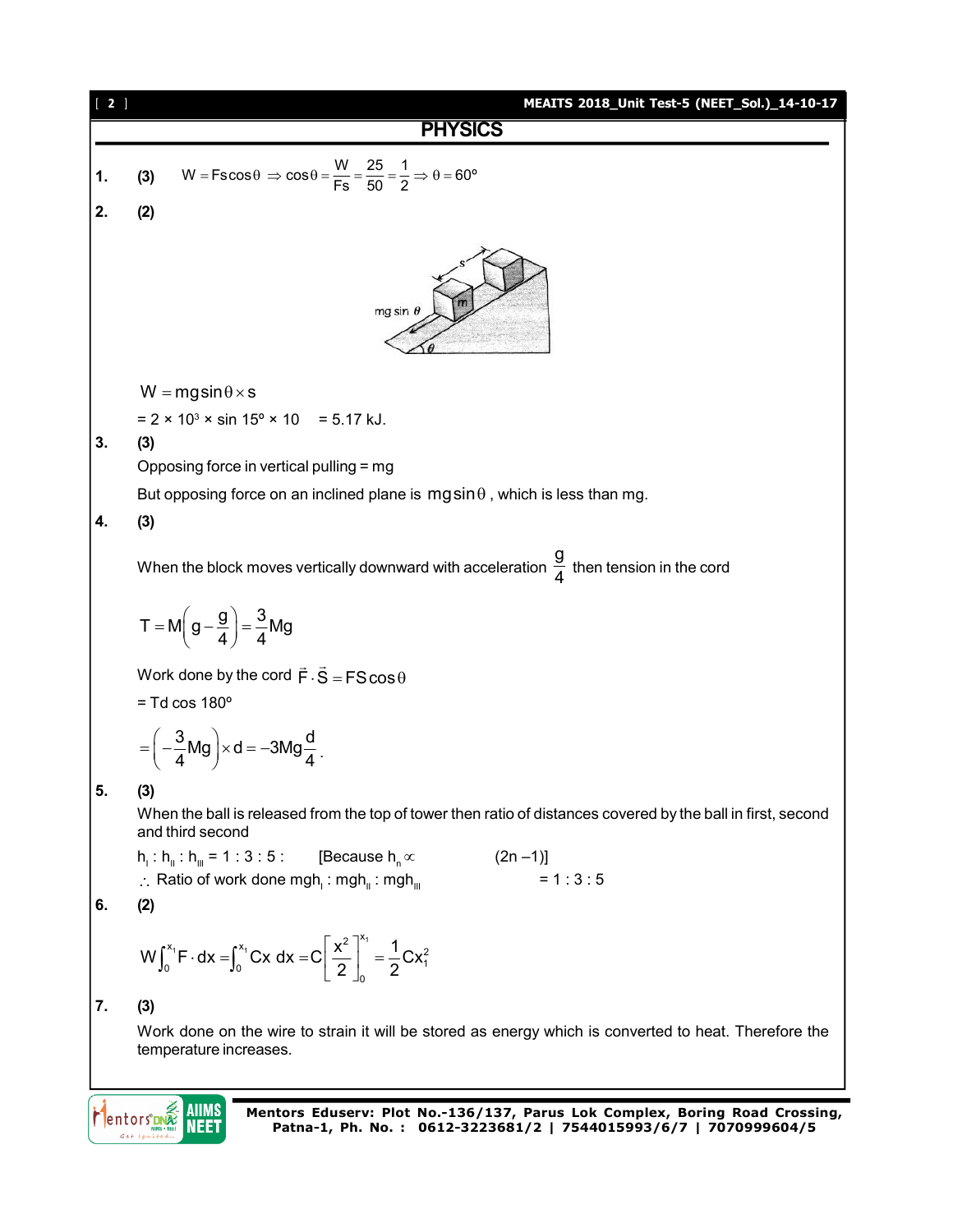## PHYSICS

**1.** **(3)** $W = Fs\cos\theta \Rightarrow \cos\theta = \frac{W}{Fs} = \frac{25}{50} = \frac{1}{2} \Rightarrow \theta = 60^{\circ}$

**2.** **(2)**

$W = mg\sin\theta \times s$

$= 2 \times 10^3 \times \sin 15^{\circ} \times 10 \quad = 5.17$ kJ.

**3.** **(3)**

Opposing force in vertical pulling = mg

But opposing force on an inclined plane is $mg\sin\theta$, which is less than mg.

**4.** **(3)**

When the block moves vertically downward with acceleration $\frac{g}{4}$ then tension in the cord

$$T = M\left(g - \frac{g}{4}\right) = \frac{3}{4}Mg$$

Work done by the cord $\vec{F}\cdot\vec{S} = FS\cos\theta$

$= Td\cos 180^{\circ}$

$$= \left(-\frac{3}{4}Mg\right) \times d = -3Mg\frac{d}{4}.$$

**5.** **(3)**

When the ball is released from the top of tower then ratio of distances covered by the ball in first, second and third second

$h_I : h_{II} : h_{III} = 1 : 3 : 5$ : [Because $h_n \propto (2n - 1)$]

$\therefore$ Ratio of work done $mgh_I : mgh_{II} : mgh_{III} = 1 : 3 : 5$

**6.** **(2)**

$$W\int_0^{x_1} F \cdot dx = \int_0^{x_1} Cx\, dx = C\left[\frac{x^2}{2}\right]_0^{x_1} = \frac{1}{2}Cx_1^2$$

**7.** **(3)**

Work done on the wire to strain it will be stored as energy which is converted to heat. Therefore the temperature increases.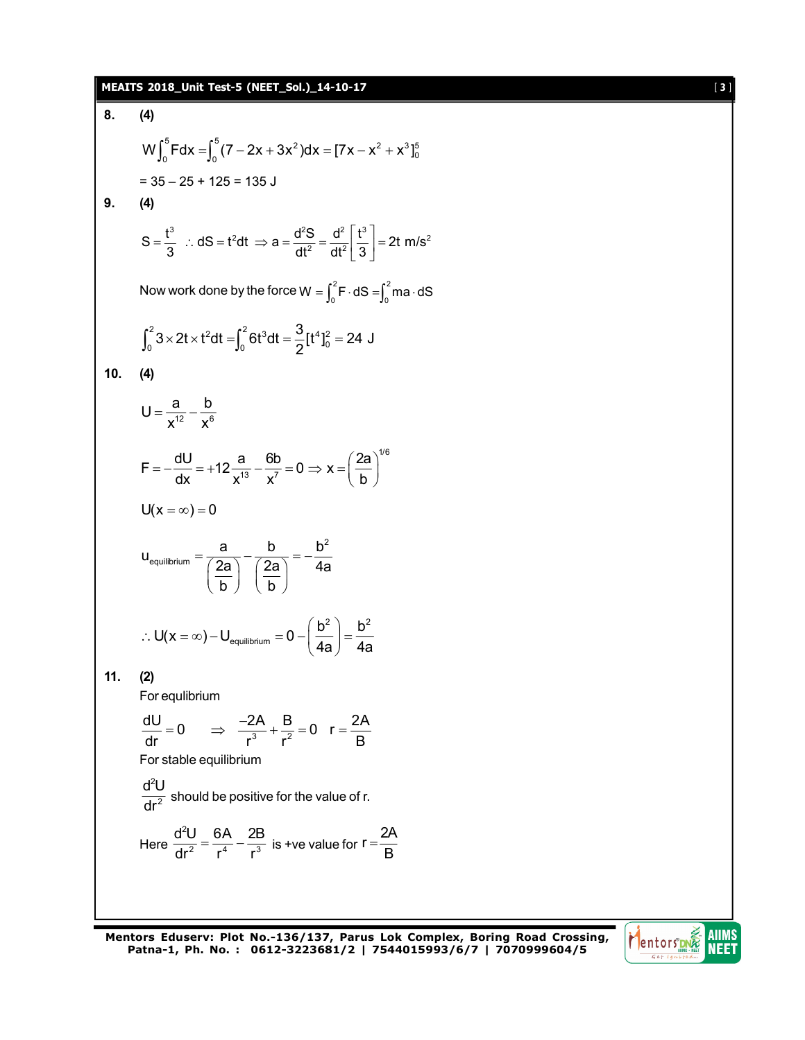**8.** **(4)**

$$W\int_0^5 F dx = \int_0^5 (7 - 2x + 3x^2)dx = [7x - x^2 + x^3]_0^5$$

= 35 – 25 + 125 = 135 J

**9.** **(4)**

$$S = \frac{t^3}{3} \quad \therefore dS = t^2 dt \Rightarrow a = \frac{d^2S}{dt^2} = \frac{d^2}{dt^2}\left[\frac{t^3}{3}\right] = 2t \text{ m/s}^2$$

Now work done by the force $W = \int_0^2 F \cdot dS = \int_0^2 ma \cdot dS$

$$\int_0^2 3 \times 2t \times t^2 dt = \int_0^2 6t^3 dt = \frac{3}{2}[t^4]_0^2 = 24 \text{ J}$$

**10.** **(4)**

$$U = \frac{a}{x^{12}} - \frac{b}{x^6}$$

$$F = -\frac{dU}{dx} = +12\frac{a}{x^{13}} - \frac{6b}{x^7} = 0 \Rightarrow x = \left(\frac{2a}{b}\right)^{1/6}$$

$$U(x = \infty) = 0$$

$$u_{\text{equilibrium}} = \frac{a}{\left(\frac{2a}{b}\right)} - \frac{b}{\left(\frac{2a}{b}\right)} = -\frac{b^2}{4a}$$

$$\therefore U(x = \infty) - U_{\text{equilibrium}} = 0 - \left(\frac{b^2}{4a}\right) = \frac{b^2}{4a}$$

**11.** **(2)**

For equlibrium

$$\frac{dU}{dr} = 0 \quad \Rightarrow \quad \frac{-2A}{r^3} + \frac{B}{r^2} = 0 \quad r = \frac{2A}{B}$$

For stable equilibrium

$\frac{d^2U}{dr^2}$ should be positive for the value of r.

Here $\frac{d^2U}{dr^2} = \frac{6A}{r^4} - \frac{2B}{r^3}$ is +ve value for $r = \frac{2A}{B}$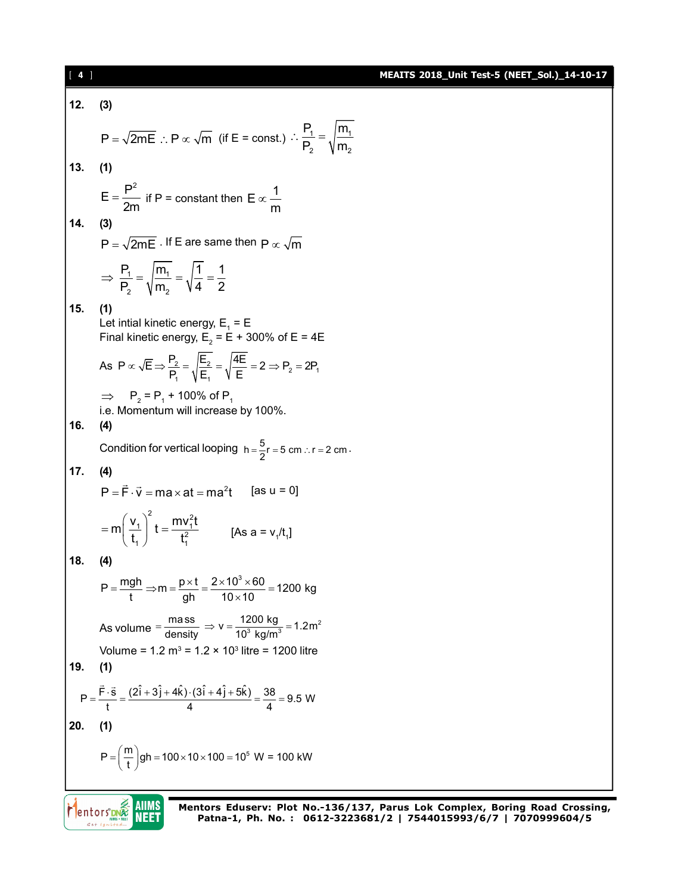**12. (3)**

$$P = \sqrt{2mE} \therefore P \propto \sqrt{m} \text{ (if E = const.)} \therefore \frac{P_1}{P_2} = \sqrt{\frac{m_1}{m_2}}$$

**13. (1)**

$$E = \frac{P^2}{2m} \text{ if P = constant then } E \propto \frac{1}{m}$$

**14. (3)**

$P = \sqrt{2mE}$ . If E are same then $P \propto \sqrt{m}$

$$\Rightarrow \frac{P_1}{P_2} = \sqrt{\frac{m_1}{m_2}} = \sqrt{\frac{1}{4}} = \frac{1}{2}$$

**15. (1)**

Let intial kinetic energy, $E_1 = E$

Final kinetic energy, $E_2 = E + 300\%$ of $E = 4E$

$$\text{As } P \propto \sqrt{E} \Rightarrow \frac{P_2}{P_1} = \sqrt{\frac{E_2}{E_1}} = \sqrt{\frac{4E}{E}} = 2 \Rightarrow P_2 = 2P_1$$

$\Rightarrow \quad P_2 = P_1 + 100\%$ of $P_1$

i.e. Momentum will increase by 100%.

**16. (4)**

Condition for vertical looping $h = \frac{5}{2}r = 5 \text{ cm} \therefore r = 2 \text{ cm}$.

**17. (4)**

$$P = \vec{F} \cdot \vec{v} = ma \times at = ma^2t \quad \text{[as u = 0]}$$

$$= m\left(\frac{v_1}{t_1}\right)^2 t = \frac{mv_1^2 t}{t_1^2} \quad \text{[As } a = v_1/t_1\text{]}$$

**18. (4)**

$$P = \frac{mgh}{t} \Rightarrow m = \frac{p \times t}{gh} = \frac{2 \times 10^3 \times 60}{10 \times 10} = 1200 \text{ kg}$$

$$\text{As volume} = \frac{\text{mass}}{\text{density}} \Rightarrow v = \frac{1200 \text{ kg}}{10^3 \text{ kg/m}^3} = 1.2\text{m}^2$$

Volume = 1.2 $m^3$ = 1.2 × $10^3$ litre = 1200 litre

**19. (1)**

$$P = \frac{\vec{F} \cdot \vec{s}}{t} = \frac{(2\hat{i} + 3\hat{j} + 4\hat{k}) \cdot (3\hat{i} + 4\hat{j} + 5\hat{k})}{4} = \frac{38}{4} = 9.5 \text{ W}$$

**20. (1)**

$$P = \left(\frac{m}{t}\right)gh = 100 \times 10 \times 100 = 10^5 \text{ W} = 100 \text{ kW}$$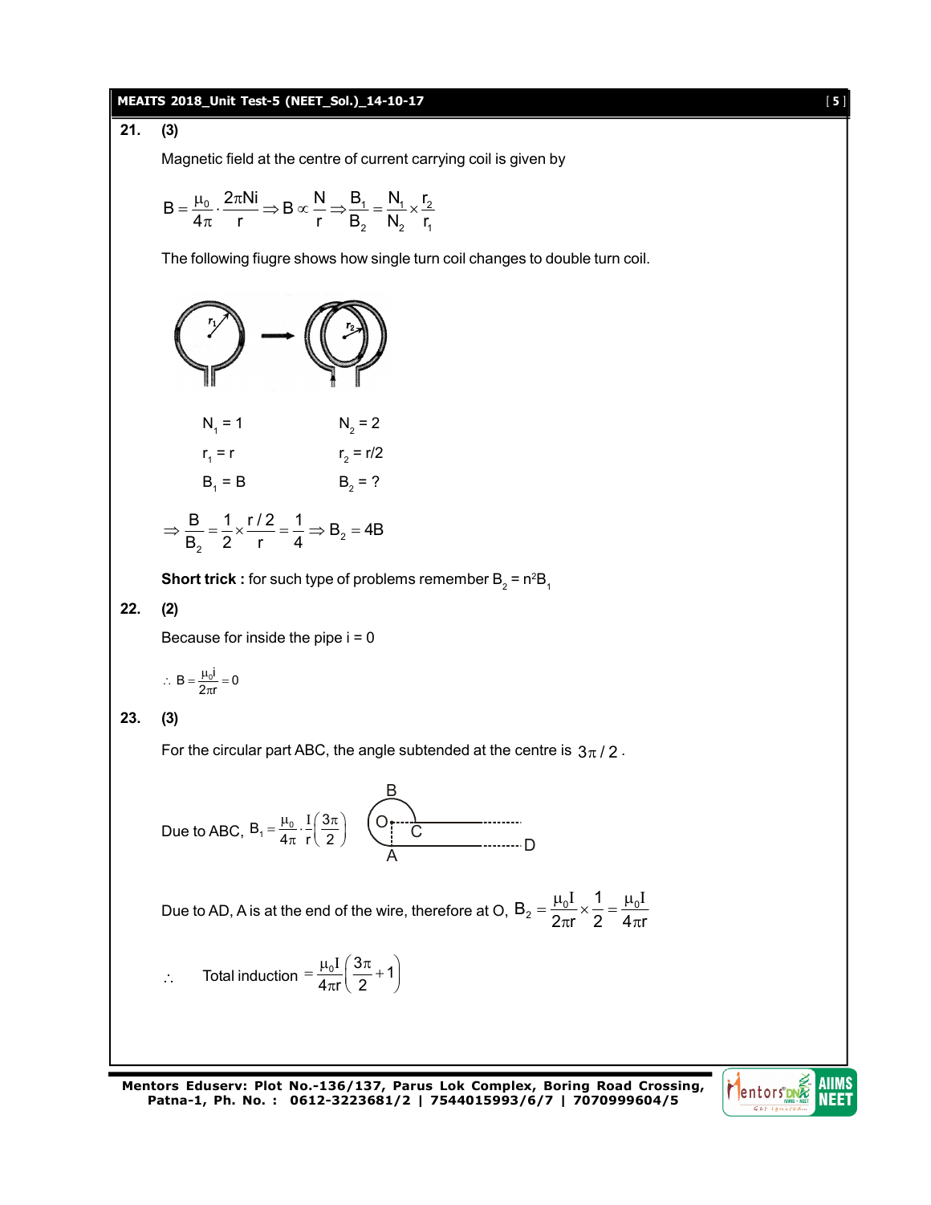**21. (3)**

Magnetic field at the centre of current carrying coil is given by

$$B = \frac{\mu_0}{4\pi} \cdot \frac{2\pi Ni}{r} \Rightarrow B \propto \frac{N}{r} \Rightarrow \frac{B_1}{B_2} = \frac{N_1}{N_2} \times \frac{r_2}{r_1}$$

The following fiugre shows how single turn coil changes to double turn coil.

| | |
|---|---|
| $N_1 = 1$ | $N_2 = 2$ |
| $r_1 = r$ | $r_2 = r/2$ |
| $B_1 = B$ | $B_2 = ?$ |

$$\Rightarrow \frac{B}{B_2} = \frac{1}{2} \times \frac{r/2}{r} = \frac{1}{4} \Rightarrow B_2 = 4B$$

**Short trick :** for such type of problems remember $B_2 = n^2 B_1$

**22. (2)**

Because for inside the pipe i = 0

$$\therefore B = \frac{\mu_0 i}{2\pi r} = 0$$

**23. (3)**

For the circular part ABC, the angle subtended at the centre is $3\pi/2$.

Due to ABC, $B_1 = \frac{\mu_0}{4\pi} \cdot \frac{I}{r}\left(\frac{3\pi}{2}\right)$

Due to AD, A is at the end of the wire, therefore at O, $B_2 = \frac{\mu_0 I}{2\pi r} \times \frac{1}{2} = \frac{\mu_0 I}{4\pi r}$

$\therefore$ Total induction $= \frac{\mu_0 I}{4\pi r}\left(\frac{3\pi}{2} + 1\right)$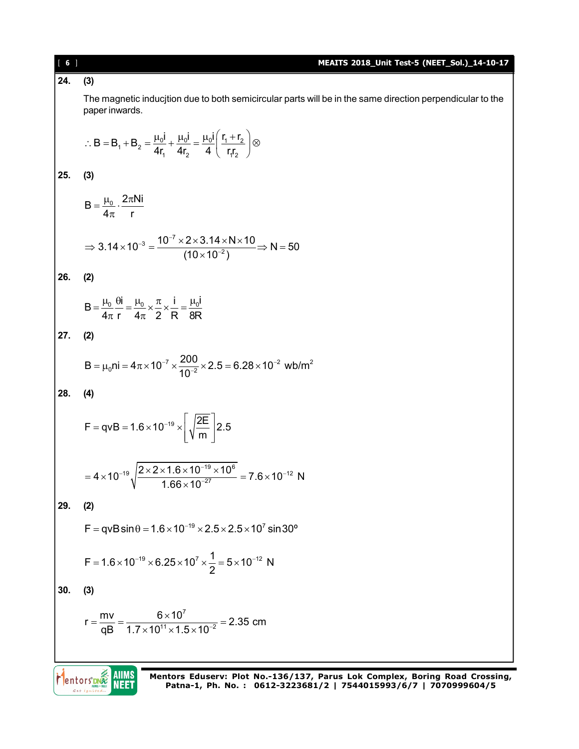**24. (3)**

The magnetic inducjtion due to both semicircular parts will be in the same direction perpendicular to the paper inwards.

$$\therefore B = B_1 + B_2 = \frac{\mu_0 i}{4r_1} + \frac{\mu_0 i}{4r_2} = \frac{\mu_0 i}{4}\left(\frac{r_1 + r_2}{r_1 r_2}\right) \otimes$$

**25. (3)**

$$B = \frac{\mu_0}{4\pi} \cdot \frac{2\pi N i}{r}$$

$$\Rightarrow 3.14 \times 10^{-3} = \frac{10^{-7} \times 2 \times 3.14 \times N \times 10}{(10 \times 10^{-2})} \Rightarrow N = 50$$

**26. (2)**

$$B = \frac{\mu_0}{4\pi}\frac{\theta i}{r} = \frac{\mu_0}{4\pi} \times \frac{\pi}{2} \times \frac{i}{R} = \frac{\mu_0 i}{8R}$$

**27. (2)**

$$B = \mu_0 n i = 4\pi \times 10^{-7} \times \frac{200}{10^{-2}} \times 2.5 = 6.28 \times 10^{-2} \text{ wb/m}^2$$

**28. (4)**

$$F = qvB = 1.6 \times 10^{-19} \times \left[\sqrt{\frac{2E}{m}}\right] 2.5$$

$$= 4 \times 10^{-19} \sqrt{\frac{2 \times 2 \times 1.6 \times 10^{-19} \times 10^{6}}{1.66 \times 10^{-27}}} = 7.6 \times 10^{-12} \text{ N}$$

**29. (2)**

$$F = qvB\sin\theta = 1.6 \times 10^{-19} \times 2.5 \times 2.5 \times 10^{7} \sin 30^{\circ}$$

$$F = 1.6 \times 10^{-19} \times 6.25 \times 10^{7} \times \frac{1}{2} = 5 \times 10^{-12} \text{ N}$$

**30. (3)**

$$r = \frac{mv}{qB} = \frac{6 \times 10^{7}}{1.7 \times 10^{11} \times 1.5 \times 10^{-2}} = 2.35 \text{ cm}$$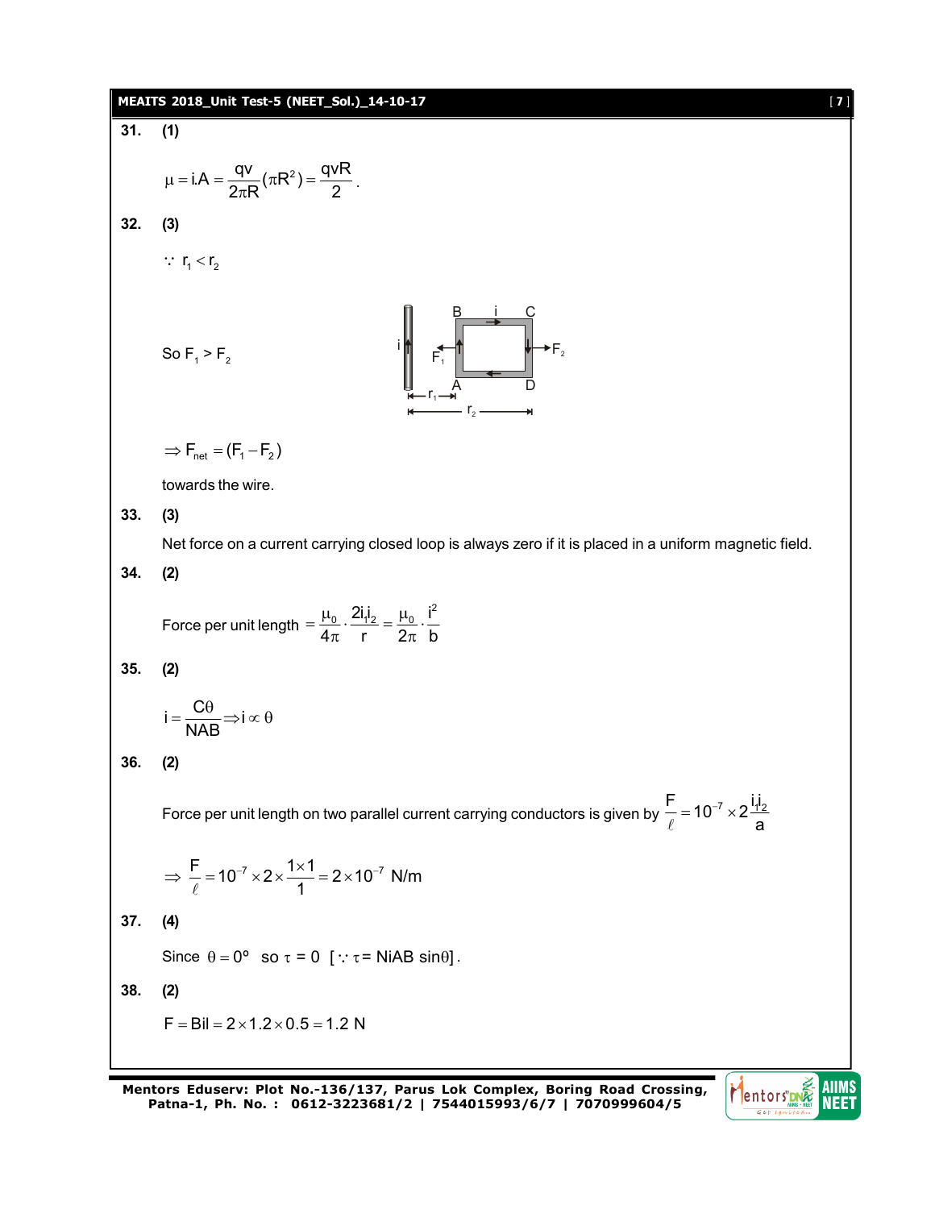**31. (1)**

$$\mu = i.A = \frac{qv}{2\pi R}(\pi R^2) = \frac{qvR}{2}.$$

**32. (3)**

$\because\ r_1 < r_2$

So $F_1 > F_2$

$\Rightarrow F_{net} = (F_1 - F_2)$

towards the wire.

**33. (3)**

Net force on a current carrying closed loop is always zero if it is placed in a uniform magnetic field.

**34. (2)**

Force per unit length $= \frac{\mu_0}{4\pi} \cdot \frac{2i_1i_2}{r} = \frac{\mu_0}{2\pi} \cdot \frac{i^2}{b}$

**35. (2)**

$$i = \frac{C\theta}{NAB} \Rightarrow i \propto \theta$$

**36. (2)**

Force per unit length on two parallel current carrying conductors is given by $\frac{F}{\ell} = 10^{-7} \times 2\frac{i_1i_2}{a}$

$$\Rightarrow \frac{F}{\ell} = 10^{-7} \times 2 \times \frac{1 \times 1}{1} = 2 \times 10^{-7} \text{ N/m}$$

**37. (4)**

Since $\theta = 0^\circ$ so $\tau = 0$ [$\because \tau = NiAB \sin\theta$].

**38. (2)**

$$F = Bil = 2 \times 1.2 \times 0.5 = 1.2 \text{ N}$$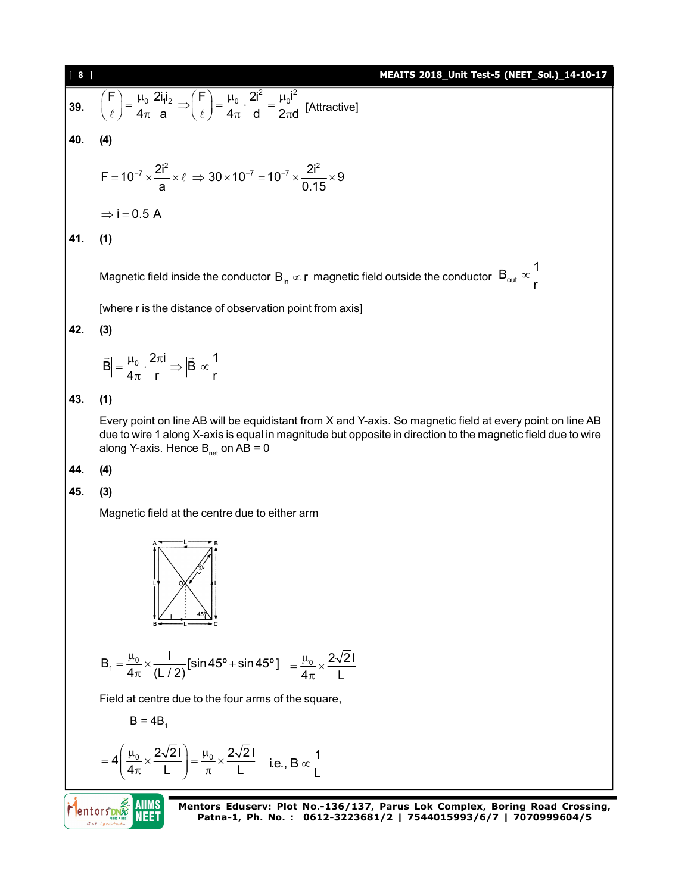**39.** $\left(\dfrac{F}{\ell}\right) = \dfrac{\mu_0}{4\pi}\dfrac{2i_1i_2}{a} \Rightarrow \left(\dfrac{F}{\ell}\right) = \dfrac{\mu_0}{4\pi}\cdot\dfrac{2i^2}{d} = \dfrac{\mu_0 i^2}{2\pi d}$ [Attractive]

**40.** **(4)**

$$F = 10^{-7} \times \frac{2i^2}{a} \times \ell \Rightarrow 30 \times 10^{-7} = 10^{-7} \times \frac{2i^2}{0.15} \times 9$$

$\Rightarrow i = 0.5$ A

**41.** **(1)**

Magnetic field inside the conductor $B_{in} \propto r$ magnetic field outside the conductor $B_{out} \propto \dfrac{1}{r}$

[where r is the distance of observation point from axis]

**42.** **(3)**

$$|\vec{B}| = \frac{\mu_0}{4\pi}\cdot\frac{2\pi i}{r} \Rightarrow |\vec{B}| \propto \frac{1}{r}$$

**43.** **(1)**

Every point on line AB will be equidistant from X and Y-axis. So magnetic field at every point on line AB due to wire 1 along X-axis is equal in magnitude but opposite in direction to the magnetic field due to wire along Y-axis. Hence $B_{net}$ on AB = 0

**44.** **(4)**

**45.** **(3)**

Magnetic field at the centre due to either arm

$$B_1 = \frac{\mu_0}{4\pi} \times \frac{I}{(L/2)}[\sin 45^\circ + \sin 45^\circ] = \frac{\mu_0}{4\pi} \times \frac{2\sqrt{2}I}{L}$$

Field at centre due to the four arms of the square,

$B = 4B_1$

$$= 4\left(\frac{\mu_0}{4\pi} \times \frac{2\sqrt{2}I}{L}\right) = \frac{\mu_0}{\pi} \times \frac{2\sqrt{2}I}{L} \quad \text{i.e., } B \propto \frac{1}{L}$$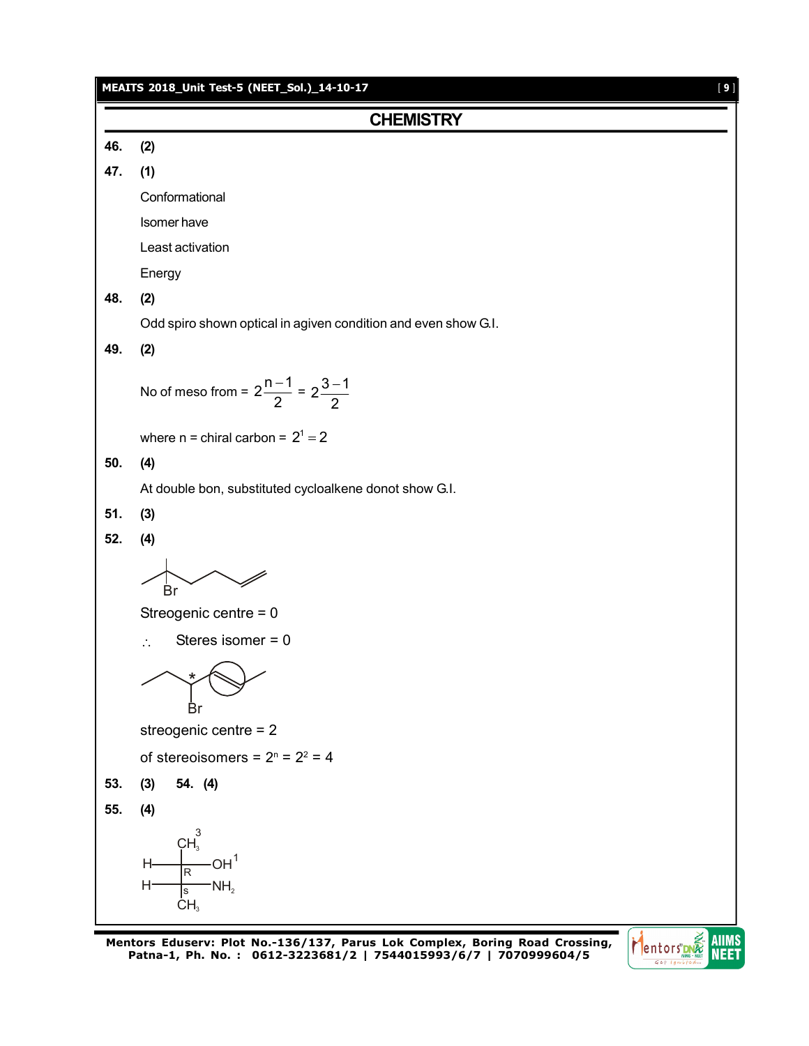# CHEMISTRY

**46.** **(2)**

**47.** **(1)**

Conformational

Isomer have

Least activation

Energy

**48.** **(2)**

Odd spiro shown optical in agiven condition and even show G.I.

**49.** **(2)**

No of meso from = $2^{\frac{n-1}{2}} = 2^{\frac{3-1}{2}}$

where n = chiral carbon = $2^1 = 2$

**50.** **(4)**

At double bon, substituted cycloalkene donot show G.I.

**51.** **(3)**

**52.** **(4)**

Br

Streogenic centre = 0

$\therefore$ Steres isomer = 0

\*

Br

streogenic centre = 2

of stereoisomers = $2^n = 2^2 = 4$

**53.** **(3)** **54.** **(4)**

**55.** **(4)**

$$
\begin{array}{c}
CH_3^{\,3} \\
H - \underset{R}{\vert} - OH^{\,1} \\
H - \underset{S}{\vert} - NH_2 \\
CH_3
\end{array}
$$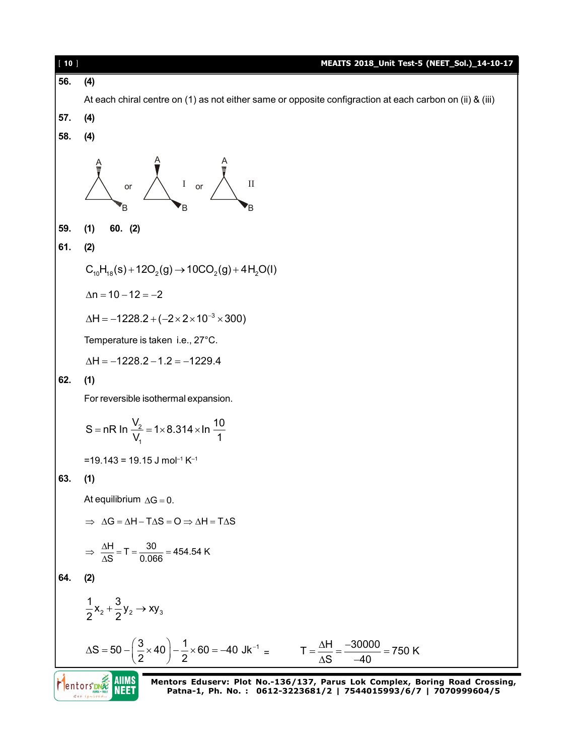**56. (4)**

At each chiral centre on (1) as not either same or opposite configraction at each carbon on (ii) & (iii)

**57. (4)**

**58. (4)**

or I or II

**59. (1) 60. (2)**

**61. (2)**

$$C_{10}H_{18}(s) + 12O_2(g) \rightarrow 10CO_2(g) + 4H_2O(l)$$

$$\Delta n = 10 - 12 = -2$$

$$\Delta H = -1228.2 + (-2 \times 2 \times 10^{-3} \times 300)$$

Temperature is taken i.e., 27°C.

$$\Delta H = -1228.2 - 1.2 = -1229.4$$

**62. (1)**

For reversible isothermal expansion.

$$S = nR \ln \frac{V_2}{V_1} = 1 \times 8.314 \times \ln \frac{10}{1}$$

=19.143 = 19.15 J mol$^{-1}$ K$^{-1}$

**63. (1)**

At equilibrium $\Delta G = 0$.

$$\Rightarrow \Delta G = \Delta H - T\Delta S = O \Rightarrow \Delta H = T\Delta S$$

$$\Rightarrow \frac{\Delta H}{\Delta S} = T = \frac{30}{0.066} = 454.54 \text{ K}$$

**64. (2)**

$$\frac{1}{2}x_2 + \frac{3}{2}y_2 \rightarrow xy_3$$

$$\Delta S = 50 - \left(\frac{3}{2} \times 40\right) - \frac{1}{2} \times 60 = -40 \text{ Jk}^{-1} = \qquad T = \frac{\Delta H}{\Delta S} = \frac{-30000}{-40} = 750 \text{ K}$$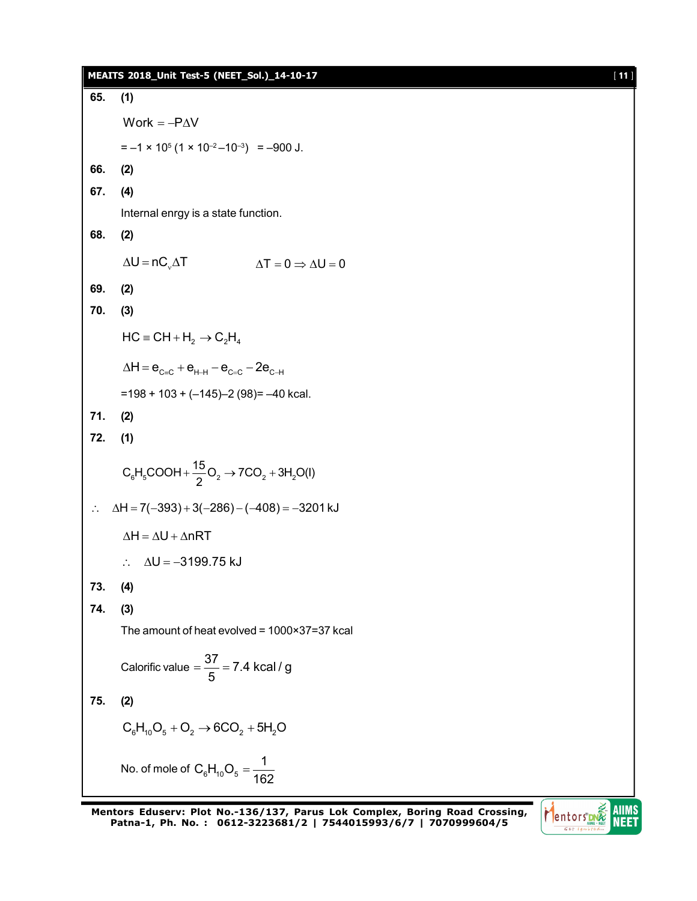**65. (1)**

$$\text{Work} = -P\Delta V$$

$= -1 \times 10^5 (1 \times 10^{-2} - 10^{-3}) = -900$ J.

**66. (2)**

**67. (4)**

Internal enrgy is a state function.

**68. (2)**

$$\Delta U = nC_v\Delta T \qquad \Delta T = 0 \Rightarrow \Delta U = 0$$

**69. (2)**

**70. (3)**

$$HC \equiv CH + H_2 \rightarrow C_2H_4$$

$$\Delta H = e_{C\equiv C} + e_{H-H} - e_{C=C} - 2e_{C-H}$$

$=198 + 103 + (-145) - 2(98) = -40$ kcal.

**71. (2)**

**72. (1)**

$$C_6H_5COOH + \frac{15}{2}O_2 \rightarrow 7CO_2 + 3H_2O(l)$$

$$\therefore \quad \Delta H = 7(-393) + 3(-286) - (-408) = -3201\text{ kJ}$$

$$\Delta H = \Delta U + \Delta nRT$$

$$\therefore \quad \Delta U = -3199.75\text{ kJ}$$

**73. (4)**

**74. (3)**

The amount of heat evolved = 1000×37=37 kcal

$$\text{Calorific value} = \frac{37}{5} = 7.4\text{ kcal / g}$$

**75. (2)**

$$C_6H_{10}O_5 + O_2 \rightarrow 6CO_2 + 5H_2O$$

$$\text{No. of mole of } C_6H_{10}O_5 = \frac{1}{162}$$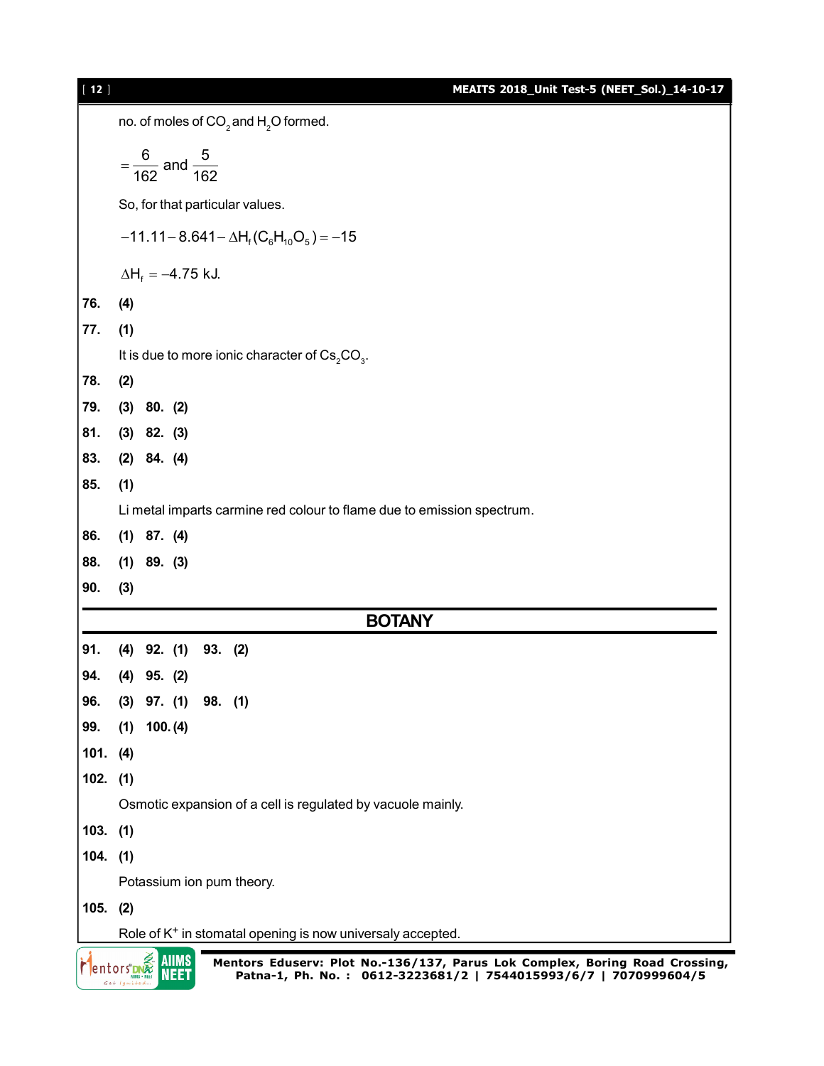no. of moles of $CO_2$ and $H_2O$ formed.

$$= \frac{6}{162} \text{ and } \frac{5}{162}$$

So, for that particular values.

$$-11.11 - 8.641 - \Delta H_f(C_6H_{10}O_5) = -15$$

$$\Delta H_f = -4.75 \text{ kJ.}$$

**76.** **(4)**

**77.** **(1)**

It is due to more ionic character of $Cs_2CO_3$.

**78.** **(2)**

**79.** **(3)** **80.** **(2)**

**81.** **(3)** **82.** **(3)**

**83.** **(2)** **84.** **(4)**

**85.** **(1)**

Li metal imparts carmine red colour to flame due to emission spectrum.

**86.** **(1)** **87.** **(4)**

**88.** **(1)** **89.** **(3)**

**90.** **(3)**

## BOTANY

**91.** **(4)** **92.** **(1)** **93.** **(2)**

**94.** **(4)** **95.** **(2)**

**96.** **(3)** **97.** **(1)** **98.** **(1)**

**99.** **(1)** **100.** **(4)**

**101.** **(4)**

**102.** **(1)**

Osmotic expansion of a cell is regulated by vacuole mainly.

**103.** **(1)**

**104.** **(1)**

Potassium ion pum theory.

**105.** **(2)**

Role of $K^+$ in stomatal opening is now universaly accepted.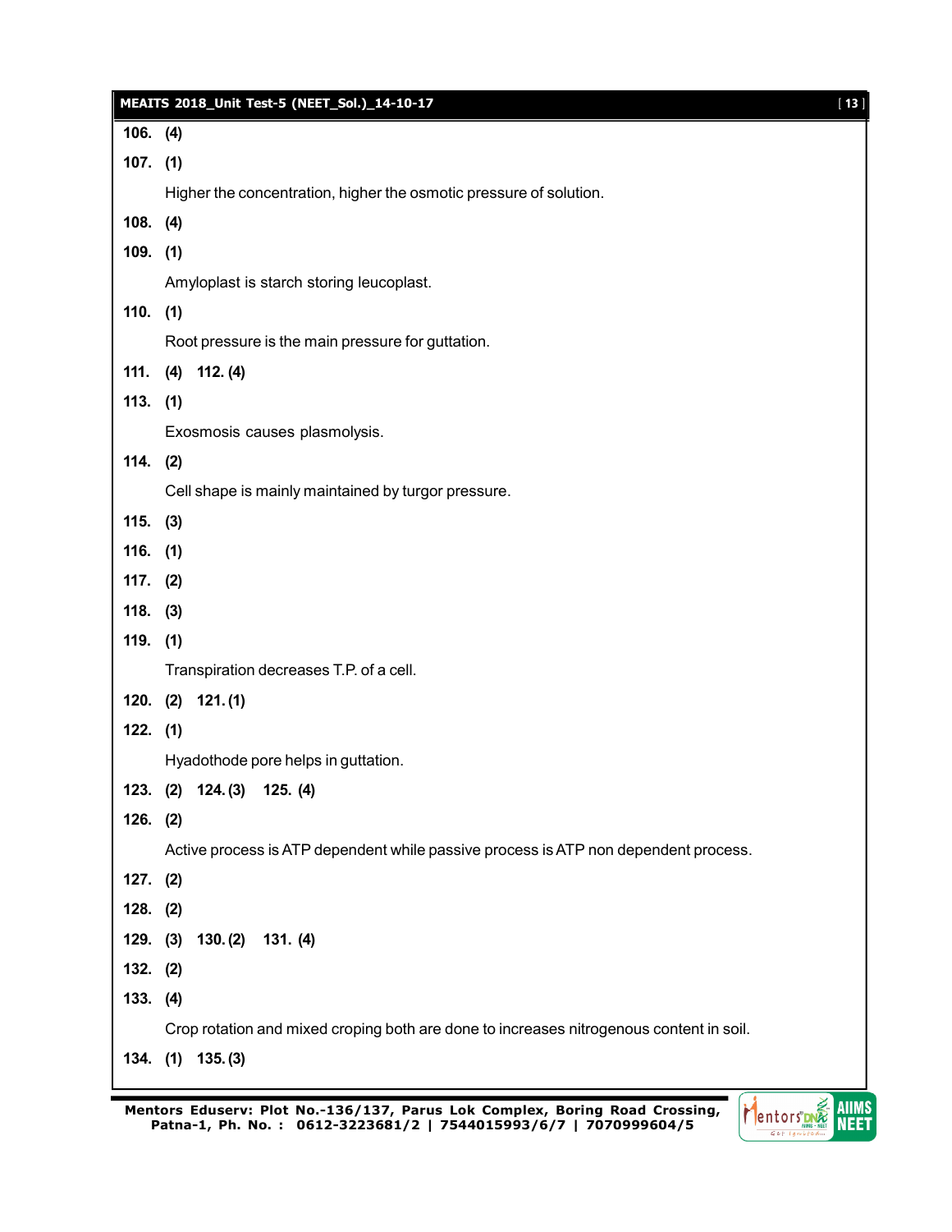**106. (4)**

**107. (1)**

Higher the concentration, higher the osmotic pressure of solution.

**108. (4)**

**109. (1)**

Amyloplast is starch storing leucoplast.

**110. (1)**

Root pressure is the main pressure for guttation.

**111. (4) 112. (4)**

**113. (1)**

Exosmosis causes plasmolysis.

**114. (2)**

Cell shape is mainly maintained by turgor pressure.

**115. (3)**

**116. (1)**

**117. (2)**

**118. (3)**

**119. (1)**

Transpiration decreases T.P. of a cell.

**120. (2) 121. (1)**

**122. (1)**

Hyadothode pore helps in guttation.

**123. (2) 124. (3) 125. (4)**

**126. (2)**

Active process is ATP dependent while passive process is ATP non dependent process.

**127. (2)**

**128. (2)**

**129. (3) 130. (2) 131. (4)**

**132. (2)**

**133. (4)**

Crop rotation and mixed croping both are done to increases nitrogenous content in soil.

**134. (1) 135. (3)**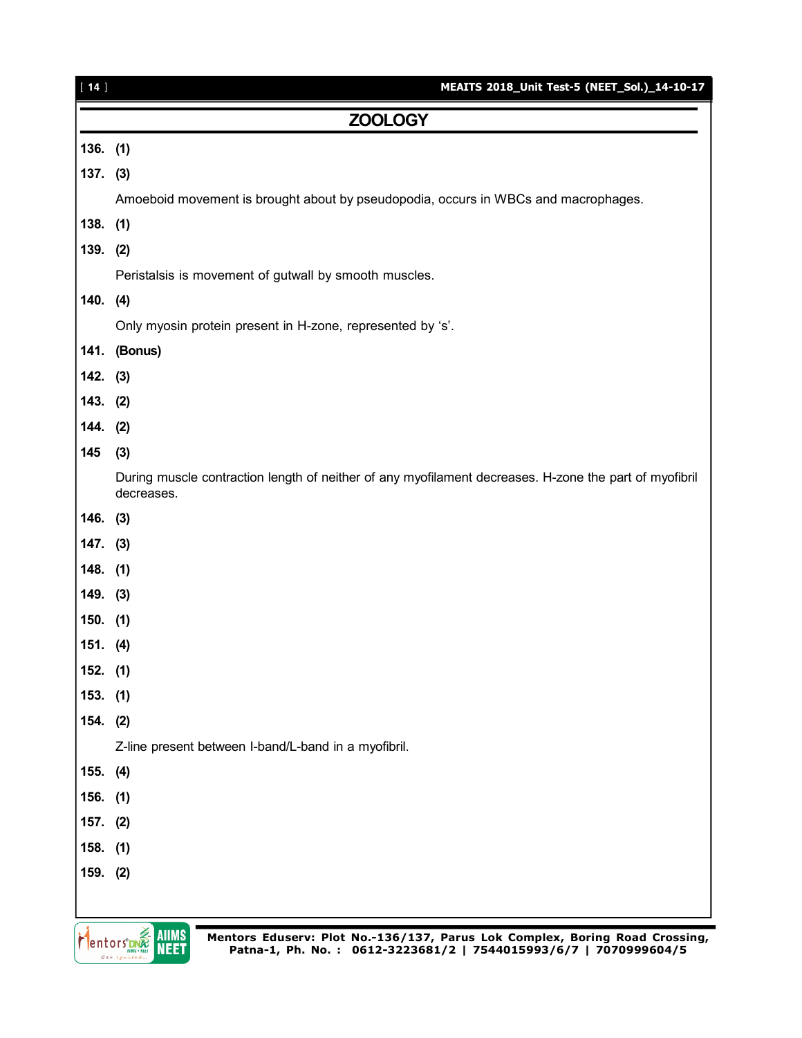## ZOOLOGY

**136. (1)**

**137. (3)**

Amoeboid movement is brought about by pseudopodia, occurs in WBCs and macrophages.

**138. (1)**

**139. (2)**

Peristalsis is movement of gutwall by smooth muscles.

**140. (4)**

Only myosin protein present in H-zone, represented by 's'.

**141. (Bonus)**

**142. (3)**

**143. (2)**

**144. (2)**

**145 (3)**

During muscle contraction length of neither of any myofilament decreases. H-zone the part of myofibril decreases.

**146. (3)**

**147. (3)**

**148. (1)**

**149. (3)**

**150. (1)**

**151. (4)**

**152. (1)**

**153. (1)**

**154. (2)**

Z-line present between I-band/L-band in a myofibril.

**155. (4)**

**156. (1)**

**157. (2)**

**158. (1)**

**159. (2)**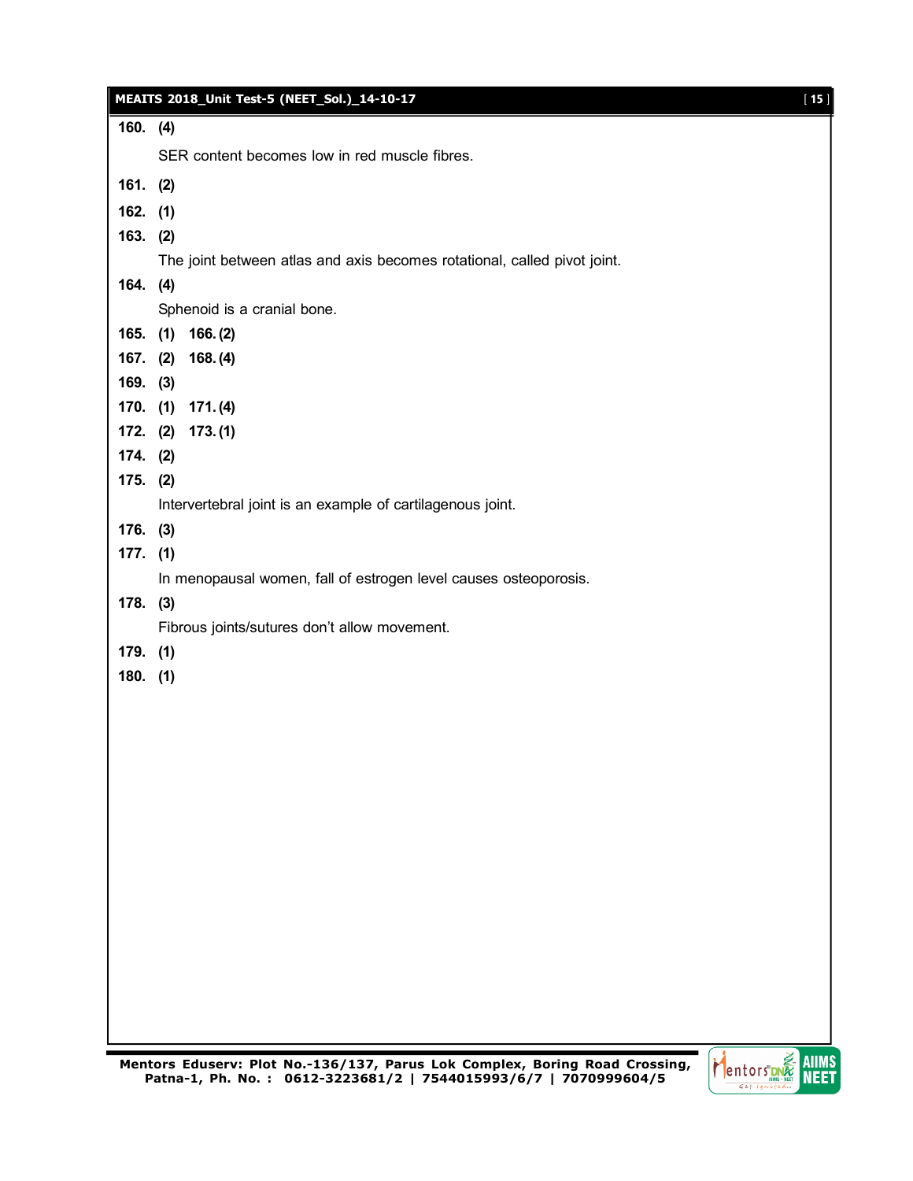**160. (4)**

SER content becomes low in red muscle fibres.

**161. (2)**

**162. (1)**

**163. (2)**

The joint between atlas and axis becomes rotational, called pivot joint.

**164. (4)**

Sphenoid is a cranial bone.

**165. (1)  166. (2)**

**167. (2)  168. (4)**

**169. (3)**

**170. (1)  171. (4)**

**172. (2)  173. (1)**

**174. (2)**

**175. (2)**

Intervertebral joint is an example of cartilagenous joint.

**176. (3)**

**177. (1)**

In menopausal women, fall of estrogen level causes osteoporosis.

**178. (3)**

Fibrous joints/sutures don't allow movement.

**179. (1)**

**180. (1)**